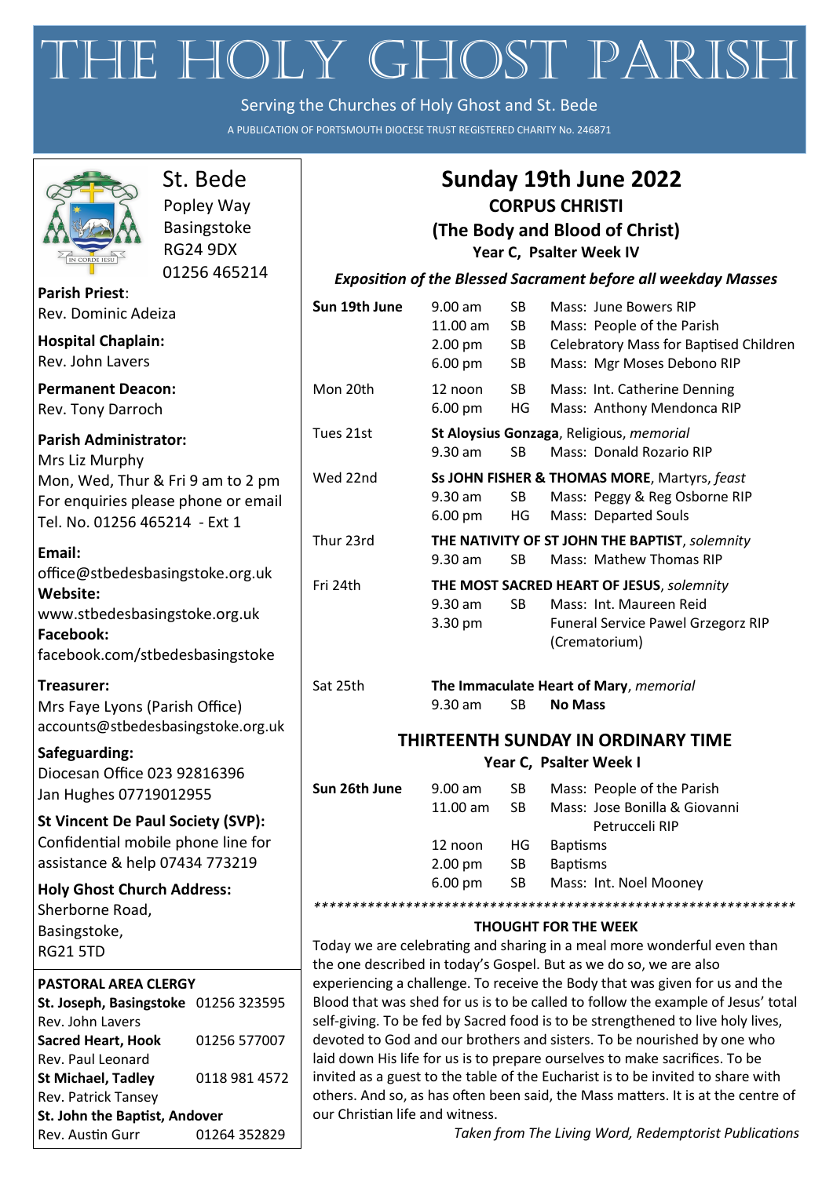# THE HOLY GHOST PARISH

Serving the Churches of Holy Ghost and St. Bede

A PUBLICATION OF PORTSMOUTH DIOCESE TRUST REGISTERED CHARITY No. 246871

St. Bede
Popley Way
Basingstoke
RG24 9DX
01256 465214

**Parish Priest**:
Rev. Dominic Adeiza

**Hospital Chaplain:**
Rev. John Lavers

**Permanent Deacon:**
Rev. Tony Darroch

**Parish Administrator:**
Mrs Liz Murphy
Mon, Wed, Thur & Fri 9 am to 2 pm
For enquiries please phone or email
Tel. No. 01256 465214 - Ext 1

**Email:**
office@stbedesbasingstoke.org.uk
**Website:**
www.stbedesbasingstoke.org.uk
**Facebook:**
facebook.com/stbedesbasingstoke

**Treasurer:**
Mrs Faye Lyons (Parish Office)
accounts@stbedesbasingstoke.org.uk

**Safeguarding:**
Diocesan Office 023 92816396
Jan Hughes 07719012955

**St Vincent De Paul Society (SVP):**
Confidential mobile phone line for assistance & help 07434 773219

**Holy Ghost Church Address:**
Sherborne Road,
Basingstoke,
RG21 5TD

**PASTORAL AREA CLERGY**

| | |
|---|---|
| **St. Joseph, Basingstoke** | 01256 323595 |
| Rev. John Lavers | |
| **Sacred Heart, Hook** | 01256 577007 |
| Rev. Paul Leonard | |
| **St Michael, Tadley** | 0118 981 4572 |
| Rev. Patrick Tansey | |
| **St. John the Baptist, Andover** | |
| Rev. Austin Gurr | 01264 352829 |

## Sunday 19th June 2022

### CORPUS CHRISTI
### (The Body and Blood of Christ)

**Year C, Psalter Week IV**

***Exposition of the Blessed Sacrament before all weekday Masses***

| | | | |
|---|---|---|---|
| **Sun 19th June** | 9.00 am | SB | Mass: June Bowers RIP |
| | 11.00 am | SB | Mass: People of the Parish |
| | 2.00 pm | SB | Celebratory Mass for Baptised Children |
| | 6.00 pm | SB | Mass: Mgr Moses Debono RIP |
| Mon 20th | 12 noon | SB | Mass: Int. Catherine Denning |
| | 6.00 pm | HG | Mass: Anthony Mendonca RIP |
| Tues 21st | **St Aloysius Gonzaga**, Religious, *memorial* | | |
| | 9.30 am | SB | Mass: Donald Rozario RIP |
| Wed 22nd | **Ss JOHN FISHER & THOMAS MORE**, Martyrs, *feast* | | |
| | 9.30 am | SB | Mass: Peggy & Reg Osborne RIP |
| | 6.00 pm | HG | Mass: Departed Souls |
| Thur 23rd | **THE NATIVITY OF ST JOHN THE BAPTIST**, *solemnity* | | |
| | 9.30 am | SB | Mass: Mathew Thomas RIP |
| Fri 24th | **THE MOST SACRED HEART OF JESUS**, *solemnity* | | |
| | 9.30 am | SB | Mass: Int. Maureen Reid |
| | 3.30 pm | | Funeral Service Pawel Grzegorz RIP (Crematorium) |
| Sat 25th | **The Immaculate Heart of Mary**, *memorial* | | |
| | 9.30 am | SB | **No Mass** |

### THIRTEENTH SUNDAY IN ORDINARY TIME

**Year C, Psalter Week I**

| | | | |
|---|---|---|---|
| **Sun 26th June** | 9.00 am | SB | Mass: People of the Parish |
| | 11.00 am | SB | Mass: Jose Bonilla & Giovanni Petrucceli RIP |
| | 12 noon | HG | Baptisms |
| | 2.00 pm | SB | Baptisms |
| | 6.00 pm | SB | Mass: Int. Noel Mooney |

*****************************************************************

**THOUGHT FOR THE WEEK**

Today we are celebrating and sharing in a meal more wonderful even than the one described in today's Gospel. But as we do so, we are also experiencing a challenge. To receive the Body that was given for us and the Blood that was shed for us is to be called to follow the example of Jesus' total self-giving. To be fed by Sacred food is to be strengthened to live holy lives, devoted to God and our brothers and sisters. To be nourished by one who laid down His life for us is to prepare ourselves to make sacrifices. To be invited as a guest to the table of the Eucharist is to be invited to share with others. And so, as has often been said, the Mass matters. It is at the centre of our Christian life and witness.

*Taken from The Living Word, Redemptorist Publications*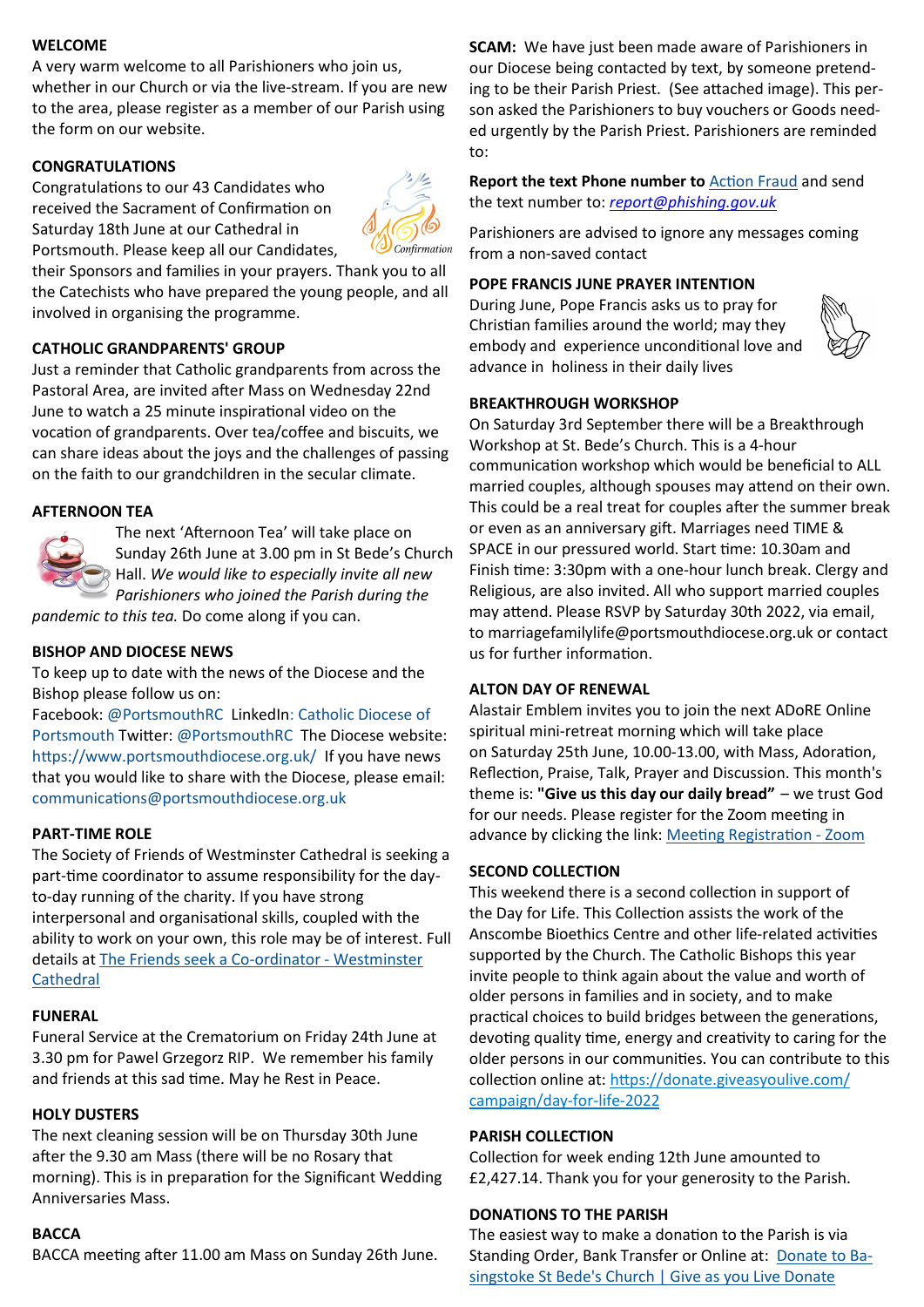## WELCOME

A very warm welcome to all Parishioners who join us, whether in our Church or via the live-stream. If you are new to the area, please register as a member of our Parish using the form on our website.

## CONGRATULATIONS

Congratulations to our 43 Candidates who received the Sacrament of Confirmation on Saturday 18th June at our Cathedral in Portsmouth. Please keep all our Candidates, their Sponsors and families in your prayers. Thank you to all the Catechists who have prepared the young people, and all involved in organising the programme.

## CATHOLIC GRANDPARENTS' GROUP

Just a reminder that Catholic grandparents from across the Pastoral Area, are invited after Mass on Wednesday 22nd June to watch a 25 minute inspirational video on the vocation of grandparents. Over tea/coffee and biscuits, we can share ideas about the joys and the challenges of passing on the faith to our grandchildren in the secular climate.

## AFTERNOON TEA

The next 'Afternoon Tea' will take place on Sunday 26th June at 3.00 pm in St Bede's Church Hall. *We would like to especially invite all new Parishioners who joined the Parish during the pandemic to this tea.* Do come along if you can.

## BISHOP AND DIOCESE NEWS

To keep up to date with the news of the Diocese and the Bishop please follow us on:

Facebook: @PortsmouthRC LinkedIn: Catholic Diocese of Portsmouth Twitter: @PortsmouthRC The Diocese website: https://www.portsmouthdiocese.org.uk/ If you have news that you would like to share with the Diocese, please email: communications@portsmouthdiocese.org.uk

## PART-TIME ROLE

The Society of Friends of Westminster Cathedral is seeking a part-time coordinator to assume responsibility for the day-to-day running of the charity. If you have strong interpersonal and organisational skills, coupled with the ability to work on your own, this role may be of interest. Full details at The Friends seek a Co-ordinator - Westminster Cathedral

## FUNERAL

Funeral Service at the Crematorium on Friday 24th June at 3.30 pm for Pawel Grzegorz RIP. We remember his family and friends at this sad time. May he Rest in Peace.

## HOLY DUSTERS

The next cleaning session will be on Thursday 30th June after the 9.30 am Mass (there will be no Rosary that morning). This is in preparation for the Significant Wedding Anniversaries Mass.

## BACCA

BACCA meeting after 11.00 am Mass on Sunday 26th June.

## SCAM:

We have just been made aware of Parishioners in our Diocese being contacted by text, by someone pretending to be their Parish Priest. (See attached image). This person asked the Parishioners to buy vouchers or Goods needed urgently by the Parish Priest. Parishioners are reminded to:

**Report the text Phone number to** Action Fraud and send the text number to: *report@phishing.gov.uk*

Parishioners are advised to ignore any messages coming from a non-saved contact

## POPE FRANCIS JUNE PRAYER INTENTION

During June, Pope Francis asks us to pray for Christian families around the world; may they embody and experience unconditional love and advance in holiness in their daily lives

## BREAKTHROUGH WORKSHOP

On Saturday 3rd September there will be a Breakthrough Workshop at St. Bede's Church. This is a 4-hour communication workshop which would be beneficial to ALL married couples, although spouses may attend on their own. This could be a real treat for couples after the summer break or even as an anniversary gift. Marriages need TIME & SPACE in our pressured world. Start time: 10.30am and Finish time: 3:30pm with a one-hour lunch break. Clergy and Religious, are also invited. All who support married couples may attend. Please RSVP by Saturday 30th 2022, via email, to marriagefamilylife@portsmouthdiocese.org.uk or contact us for further information.

## ALTON DAY OF RENEWAL

Alastair Emblem invites you to join the next ADoRE Online spiritual mini-retreat morning which will take place on Saturday 25th June, 10.00-13.00, with Mass, Adoration, Reflection, Praise, Talk, Prayer and Discussion. This month's theme is: **"Give us this day our daily bread"** – we trust God for our needs. Please register for the Zoom meeting in advance by clicking the link: Meeting Registration - Zoom

## SECOND COLLECTION

This weekend there is a second collection in support of the Day for Life. This Collection assists the work of the Anscombe Bioethics Centre and other life-related activities supported by the Church. The Catholic Bishops this year invite people to think again about the value and worth of older persons in families and in society, and to make practical choices to build bridges between the generations, devoting quality time, energy and creativity to caring for the older persons in our communities. You can contribute to this collection online at: https://donate.giveasyoulive.com/campaign/day-for-life-2022

## PARISH COLLECTION

Collection for week ending 12th June amounted to £2,427.14. Thank you for your generosity to the Parish.

## DONATIONS TO THE PARISH

The easiest way to make a donation to the Parish is via Standing Order, Bank Transfer or Online at: Donate to Basingstoke St Bede's Church | Give as you Live Donate